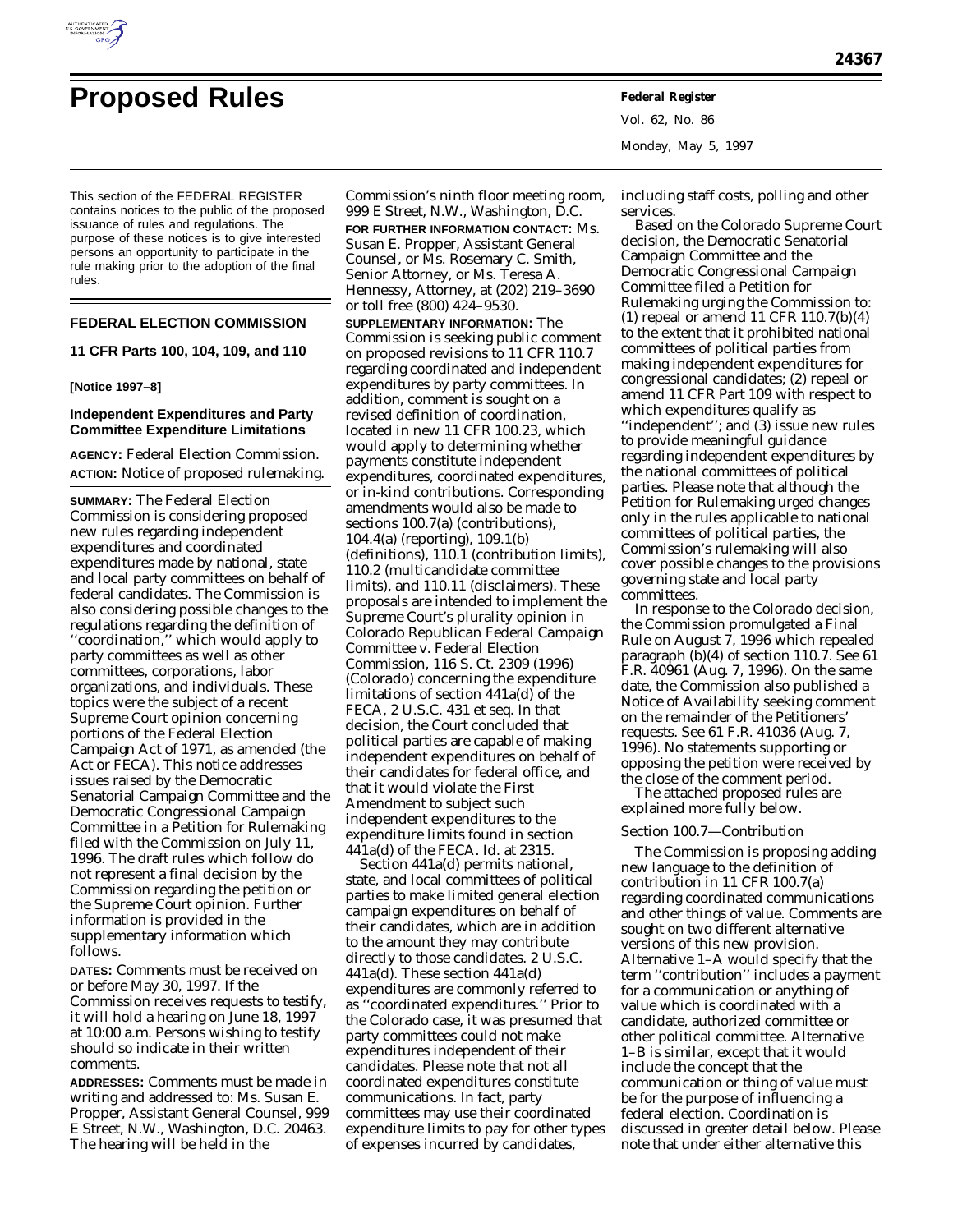# Proposed Rules

This section of the FEDERAL REGISTER contains notices to the public of the proposed issuance of rules and regulations. The purpose of these notices is to give interested persons an opportunity to participate in the rule making prior to the adoption of the final rules.

## FEDERAL ELECTION COMMISSION

### 11 CFR Parts 100, 104, 109, and 110

**[Notice 1997–8]**

### Independent Expenditures and Party Committee Expenditure Limitations

**AGENCY:** Federal Election Commission.

**ACTION:** Notice of proposed rulemaking.

**SUMMARY:** The Federal Election Commission is considering proposed new rules regarding independent expenditures and coordinated expenditures made by national, state and local party committees on behalf of federal candidates. The Commission is also considering possible changes to the regulations regarding the definition of ''coordination,'' which would apply to party committees as well as other committees, corporations, labor organizations, and individuals. These topics were the subject of a recent Supreme Court opinion concerning portions of the Federal Election Campaign Act of 1971, as amended (the Act or FECA). This notice addresses issues raised by the Democratic Senatorial Campaign Committee and the Democratic Congressional Campaign Committee in a Petition for Rulemaking filed with the Commission on July 11, 1996. The draft rules which follow do not represent a final decision by the Commission regarding the petition or the Supreme Court opinion. Further information is provided in the supplementary information which follows.

**DATES:** Comments must be received on or before May 30, 1997. If the Commission receives requests to testify, it will hold a hearing on June 18, 1997 at 10:00 a.m. Persons wishing to testify should so indicate in their written comments.

**ADDRESSES:** Comments must be made in writing and addressed to: Ms. Susan E. Propper, Assistant General Counsel, 999 E Street, N.W., Washington, D.C. 20463. The hearing will be held in the Commission's ninth floor meeting room, 999 E Street, N.W., Washington, D.C.

**FOR FURTHER INFORMATION CONTACT:** Ms. Susan E. Propper, Assistant General Counsel, or Ms. Rosemary C. Smith, Senior Attorney, or Ms. Teresa A. Hennessy, Attorney, at (202) 219–3690 or toll free (800) 424–9530.

**SUPPLEMENTARY INFORMATION:** The Commission is seeking public comment on proposed revisions to 11 CFR 110.7 regarding coordinated and independent expenditures by party committees. In addition, comment is sought on a revised definition of coordination, located in new 11 CFR 100.23, which would apply to determining whether payments constitute independent expenditures, coordinated expenditures, or in-kind contributions. Corresponding amendments would also be made to sections 100.7(a) (contributions), 104.4(a) (reporting), 109.1(b) (definitions), 110.1 (contribution limits), 110.2 (multicandidate committee limits), and 110.11 (disclaimers). These proposals are intended to implement the Supreme Court's plurality opinion in *Colorado Republican Federal Campaign Committee* v. *Federal Election Commission*, 116 S. Ct. 2309 (1996) (*Colorado*) concerning the expenditure limitations of section 441a(d) of the FECA, 2 U.S.C. 431 *et seq.* In that decision, the Court concluded that political parties are capable of making independent expenditures on behalf of their candidates for federal office, and that it would violate the First Amendment to subject such independent expenditures to the expenditure limits found in section 441a(d) of the FECA. *Id.* at 2315.

Section 441a(d) permits national, state, and local committees of political parties to make limited general election campaign expenditures on behalf of their candidates, which are in addition to the amount they may contribute directly to those candidates. 2 U.S.C. 441a(d). These section 441a(d) expenditures are commonly referred to as ''coordinated expenditures.'' Prior to the *Colorado* case, it was presumed that party committees could not make expenditures independent of their candidates. Please note that not all coordinated expenditures constitute communications. In fact, party committees may use their coordinated expenditure limits to pay for other types of expenses incurred by candidates, including staff costs, polling and other services.

Based on the Colorado Supreme Court decision, the Democratic Senatorial Campaign Committee and the Democratic Congressional Campaign Committee filed a Petition for Rulemaking urging the Commission to: (1) repeal or amend 11 CFR 110.7(b)(4) to the extent that it prohibited national committees of political parties from making independent expenditures for congressional candidates; (2) repeal or amend 11 CFR Part 109 with respect to which expenditures qualify as ''independent''; and (3) issue new rules to provide meaningful guidance regarding independent expenditures by the national committees of political parties. Please note that although the Petition for Rulemaking urged changes only in the rules applicable to national committees of political parties, the Commission's rulemaking will also cover possible changes to the provisions governing state and local party committees.

In response to the *Colorado* decision, the Commission promulgated a Final Rule on August 7, 1996 which repealed paragraph (b)(4) of section 110.7. See 61 F.R. 40961 (Aug. 7, 1996). On the same date, the Commission also published a Notice of Availability seeking comment on the remainder of the Petitioners' requests. See 61 F.R. 41036 (Aug. 7, 1996). No statements supporting or opposing the petition were received by the close of the comment period.

The attached proposed rules are explained more fully below.

#### Section 100.7—Contribution

The Commission is proposing adding new language to the definition of contribution in 11 CFR 100.7(a) regarding coordinated communications and other things of value. Comments are sought on two different alternative versions of this new provision. Alternative 1–A would specify that the term ''contribution'' includes a payment for a communication or anything of value which is coordinated with a candidate, authorized committee or other political committee. Alternative 1–B is similar, except that it would include the concept that the communication or thing of value must be for the purpose of influencing a federal election. Coordination is discussed in greater detail below. Please note that under either alternative this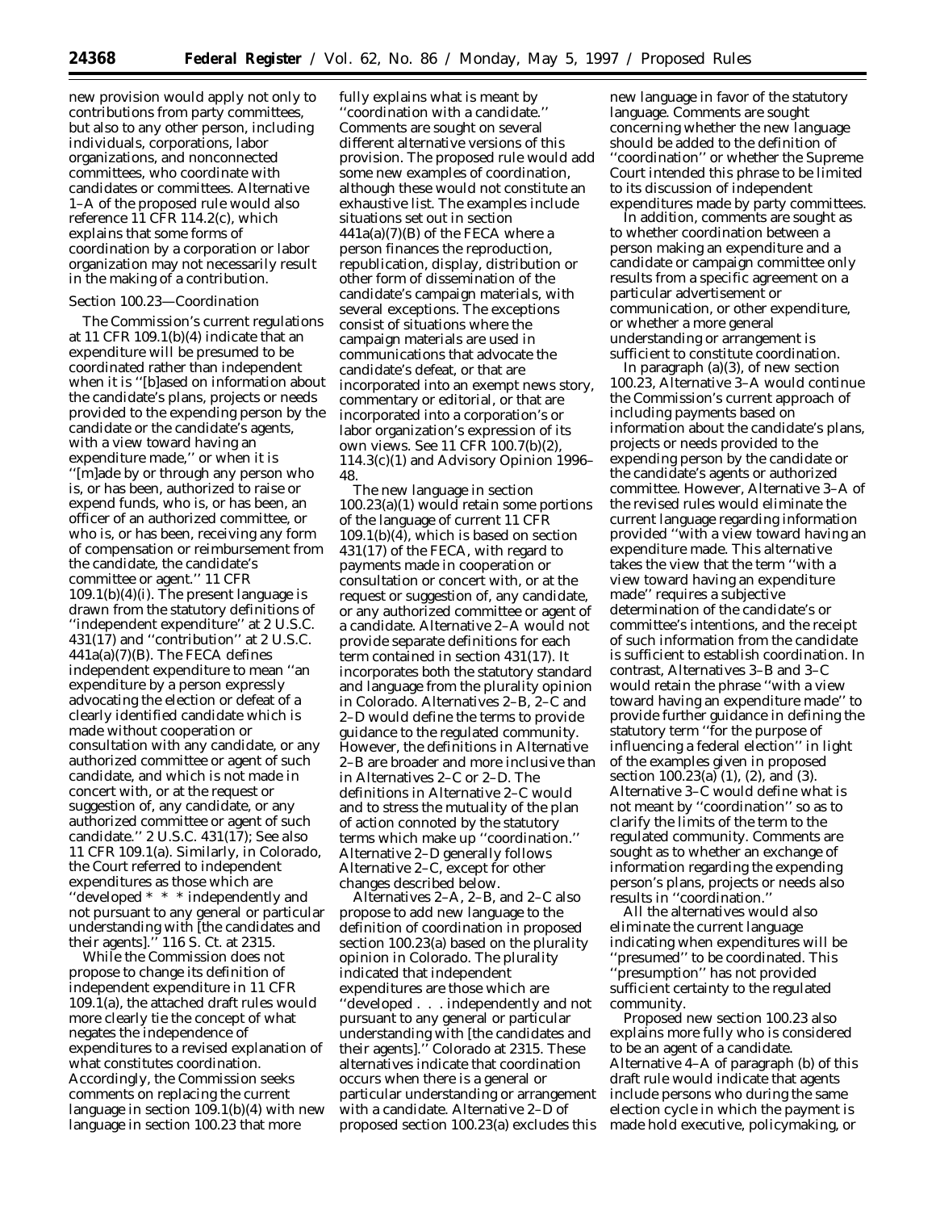new provision would apply not only to contributions from party committees, but also to any other person, including individuals, corporations, labor organizations, and nonconnected committees, who coordinate with candidates or committees. Alternative 1–A of the proposed rule would also reference 11 CFR 114.2(c), which explains that some forms of coordination by a corporation or labor organization may not necessarily result in the making of a contribution.

### Section 100.23—Coordination

The Commission's current regulations at 11 CFR 109.1(b)(4) indicate that an expenditure will be presumed to be coordinated rather than independent when it is ''[b]ased on information about the candidate's plans, projects or needs provided to the expending person by the candidate or the candidate's agents, with a view toward having an expenditure made,'' or when it is ''[m]ade by or through any person who is, or has been, authorized to raise or expend funds, who is, or has been, an officer of an authorized committee, or who is, or has been, receiving any form of compensation or reimbursement from the candidate, the candidate's committee or agent.'' 11 CFR 109.1(b)(4)(i). The present language is drawn from the statutory definitions of ''independent expenditure'' at 2 U.S.C. 431(17) and ''contribution'' at 2 U.S.C. 441a(a)(7)(B). The FECA defines independent expenditure to mean ''an expenditure by a person expressly advocating the election or defeat of a clearly identified candidate which is made without cooperation or consultation with any candidate, or any authorized committee or agent of such candidate, and which is not made in concert with, or at the request or suggestion of, any candidate, or any authorized committee or agent of such candidate.'' 2 U.S.C. 431(17); See also 11 CFR 109.1(a). Similarly, in *Colorado*, the Court referred to independent expenditures as those which are ''developed * * * independently and not pursuant to any general or particular understanding with [the candidates and their agents].'' 116 S. Ct. at 2315.

While the Commission does not propose to change its definition of independent expenditure in 11 CFR 109.1(a), the attached draft rules would more clearly tie the concept of what negates the independence of expenditures to a revised explanation of what constitutes coordination. Accordingly, the Commission seeks comments on replacing the current language in section 109.1(b)(4) with new language in section 100.23 that more fully explains what is meant by ''coordination with a candidate.'' Comments are sought on several different alternative versions of this provision. The proposed rule would add some new examples of coordination, although these would not constitute an exhaustive list. The examples include situations set out in section 441a(a)(7)(B) of the FECA where a person finances the reproduction, republication, display, distribution or other form of dissemination of the candidate's campaign materials, with several exceptions. The exceptions consist of situations where the campaign materials are used in communications that advocate the candidate's defeat, or that are incorporated into an exempt news story, commentary or editorial, or that are incorporated into a corporation's or labor organization's expression of its own views. See 11 CFR 100.7(b)(2), 114.3(c)(1) and Advisory Opinion 1996–48.

The new language in section 100.23(a)(1) would retain some portions of the language of current 11 CFR 109.1(b)(4), which is based on section 431(17) of the FECA, with regard to payments made in cooperation or consultation or concert with, or at the request or suggestion of, any candidate, or any authorized committee or agent of a candidate. Alternative 2–A would not provide separate definitions for each term contained in section 431(17). It incorporates both the statutory standard and language from the plurality opinion in *Colorado*. Alternatives 2–B, 2–C and 2–D would define the terms to provide guidance to the regulated community. However, the definitions in Alternative 2–B are broader and more inclusive than in Alternatives 2–C or 2–D. The definitions in Alternative 2–C would and to stress the mutuality of the plan of action connoted by the statutory terms which make up ''coordination.'' Alternative 2–D generally follows Alternative 2–C, except for other changes described below.

Alternatives 2–A, 2–B, and 2–C also propose to add new language to the definition of coordination in proposed section 100.23(a) based on the plurality opinion in *Colorado*. The plurality indicated that independent expenditures are those which are ''developed . . . independently and not pursuant to any general or particular understanding with [the candidates and their agents].'' *Colorado* at 2315. These alternatives indicate that coordination occurs when there is a general or particular understanding or arrangement with a candidate. Alternative 2–D of proposed section 100.23(a) excludes this new language in favor of the statutory language. Comments are sought concerning whether the new language should be added to the definition of ''coordination'' or whether the Supreme Court intended this phrase to be limited to its discussion of independent expenditures made by party committees.

In addition, comments are sought as to whether coordination between a person making an expenditure and a candidate or campaign committee only results from a specific agreement on a particular advertisement or communication, or other expenditure, or whether a more general understanding or arrangement is sufficient to constitute coordination.

In paragraph (a)(3), of new section 100.23, Alternative 3–A would continue the Commission's current approach of including payments based on information about the candidate's plans, projects or needs provided to the expending person by the candidate or the candidate's agents or authorized committee. However, Alternative 3–A of the revised rules would eliminate the current language regarding information provided ''with a view toward having an expenditure made.'' This alternative takes the view that the term ''with a view toward having an expenditure made'' requires a subjective determination of the candidate's or committee's intentions, and the receipt of such information from the candidate is sufficient to establish coordination. In contrast, Alternatives 3–B and 3–C would retain the phrase ''with a view toward having an expenditure made'' to provide further guidance in defining the statutory term ''for the purpose of influencing a federal election'' in light of the examples given in proposed section 100.23(a) (1), (2), and (3). Alternative 3–C would define what is not meant by ''coordination'' so as to clarify the limits of the term to the regulated community. Comments are sought as to whether an exchange of information regarding the expending person's plans, projects or needs also results in ''coordination.''

All the alternatives would also eliminate the current language indicating when expenditures will be ''presumed'' to be coordinated. This ''presumption'' has not provided sufficient certainty to the regulated community.

Proposed new section 100.23 also explains more fully who is considered to be an agent of a candidate. Alternative 4–A of paragraph (b) of this draft rule would indicate that agents include persons who during the same election cycle in which the payment is made hold executive, policymaking, or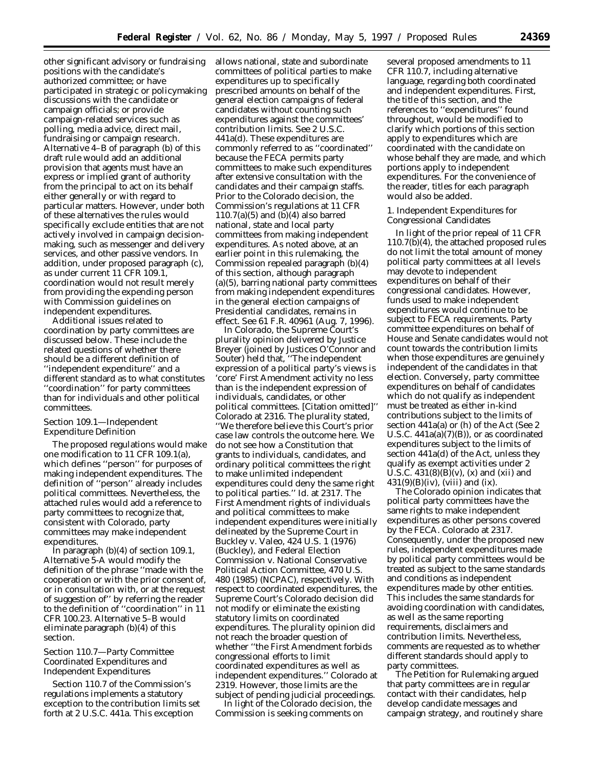other significant advisory or fundraising positions with the candidate's authorized committee; or have participated in strategic or policymaking discussions with the candidate or campaign officials; or provide campaign-related services such as polling, media advice, direct mail, fundraising or campaign research. Alternative 4–B of paragraph (b) of this draft rule would add an additional provision that agents must have an express or implied grant of authority from the principal to act on its behalf either generally or with regard to particular matters. However, under both of these alternatives the rules would specifically exclude entities that are not actively involved in campaign decision-making, such as messenger and delivery services, and other passive vendors. In addition, under proposed paragraph (c), as under current 11 CFR 109.1, coordination would not result merely from providing the expending person with Commission guidelines on independent expenditures.

Additional issues related to coordination by party committees are discussed below. These include the related questions of whether there should be a different definition of ''independent expenditure'' and a different standard as to what constitutes ''coordination'' for party committees than for individuals and other political committees.

## Section 109.1—Independent Expenditure Definition

The proposed regulations would make one modification to 11 CFR 109.1(a), which defines ''person'' for purposes of making independent expenditures. The definition of ''person'' already includes political committees. Nevertheless, the attached rules would add a reference to party committees to recognize that, consistent with *Colorado*, party committees may make independent expenditures.

In paragraph (b)(4) of section 109.1, Alternative 5-A would modify the definition of the phrase ''made with the cooperation or with the prior consent of, or in consultation with, or at the request of suggestion of'' by referring the reader to the definition of ''coordination'' in 11 CFR 100.23. Alternative 5–B would eliminate paragraph (b)(4) of this section.

## Section 110.7—Party Committee Coordinated Expenditures and Independent Expenditures

Section 110.7 of the Commission's regulations implements a statutory exception to the contribution limits set forth at 2 U.S.C. 441a. This exception allows national, state and subordinate committees of political parties to make expenditures up to specifically prescribed amounts on behalf of the general election campaigns of federal candidates without counting such expenditures against the committees' contribution limits. See 2 U.S.C. 441a(d). These expenditures are commonly referred to as ''coordinated'' because the FECA permits party committees to make such expenditures after extensive consultation with the candidates and their campaign staffs. Prior to the *Colorado* decision, the Commission's regulations at 11 CFR 110.7(a)(5) and (b)(4) also barred national, state and local party committees from making independent expenditures. As noted above, at an earlier point in this rulemaking, the Commission repealed paragraph (b)(4) of this section, although paragraph (a)(5), barring national party committees from making independent expenditures in the general election campaigns of Presidential candidates, remains in effect. See 61 F.R. 40961 (Aug. 7, 1996).

In *Colorado*, the Supreme Court's plurality opinion delivered by Justice Breyer (joined by Justices O'Connor and Souter) held that, ''The independent expression of a political party's views is 'core' First Amendment activity no less than is the independent expression of individuals, candidates, or other political committees. [Citation omitted]'' *Colorado* at 2316. The plurality stated, ''We therefore believe this Court's prior case law controls the outcome here. We do not see how a Constitution that grants to individuals, candidates, and ordinary political committees the right to make unlimited independent expenditures could deny the same right to political parties.'' *Id.* at 2317. The First Amendment rights of individuals and political committees to make independent expenditures were initially delineated by the Supreme Court in *Buckley* v. *Valeo*, 424 U.S. 1 (1976) (*Buckley*), and *Federal Election Commission* v. *National Conservative Political Action Committee*, 470 U.S. 480 (1985) (*NCPAC*), respectively. With respect to coordinated expenditures, the Supreme Court's *Colorado* decision did not modify or eliminate the existing statutory limits on coordinated expenditures. The plurality opinion did not reach the broader question of whether ''the First Amendment forbids congressional efforts to limit coordinated expenditures as well as independent expenditures.'' *Colorado* at 2319. However, those limits are the subject of pending judicial proceedings.

In light of the *Colorado* decision, the Commission is seeking comments on several proposed amendments to 11 CFR 110.7, including alternative language, regarding both coordinated and independent expenditures. First, the title of this section, and the references to ''expenditures'' found throughout, would be modified to clarify which portions of this section apply to expenditures which are coordinated with the candidate on whose behalf they are made, and which portions apply to independent expenditures. For the convenience of the reader, titles for each paragraph would also be added.

### 1. Independent Expenditures for Congressional Candidates

In light of the prior repeal of 11 CFR 110.7(b)(4), the attached proposed rules do not limit the total amount of money political party committees at all levels may devote to independent expenditures on behalf of their congressional candidates. However, funds used to make independent expenditures would continue to be subject to FECA requirements. Party committee expenditures on behalf of House and Senate candidates would not count towards the contribution limits when those expenditures are genuinely independent of the candidates in that election. Conversely, party committee expenditures on behalf of candidates which do not qualify as independent must be treated as either in-kind contributions subject to the limits of section 441a(a) or (h) of the Act (See 2 U.S.C. 441a(a)(7)(B)), or as coordinated expenditures subject to the limits of section 441a(d) of the Act, unless they qualify as exempt activities under 2 U.S.C. 431(8)(B)(v), (x) and (xii) and 431(9)(B)(iv), (viii) and (ix).

The *Colorado* opinion indicates that political party committees have the same rights to make independent expenditures as other persons covered by the FECA. *Colorado* at 2317. Consequently, under the proposed new rules, independent expenditures made by political party committees would be treated as subject to the same standards and conditions as independent expenditures made by other entities. This includes the same standards for avoiding coordination with candidates, as well as the same reporting requirements, disclaimers and contribution limits. Nevertheless, comments are requested as to whether different standards should apply to party committees.

The Petition for Rulemaking argued that party committees are in regular contact with their candidates, help develop candidate messages and campaign strategy, and routinely share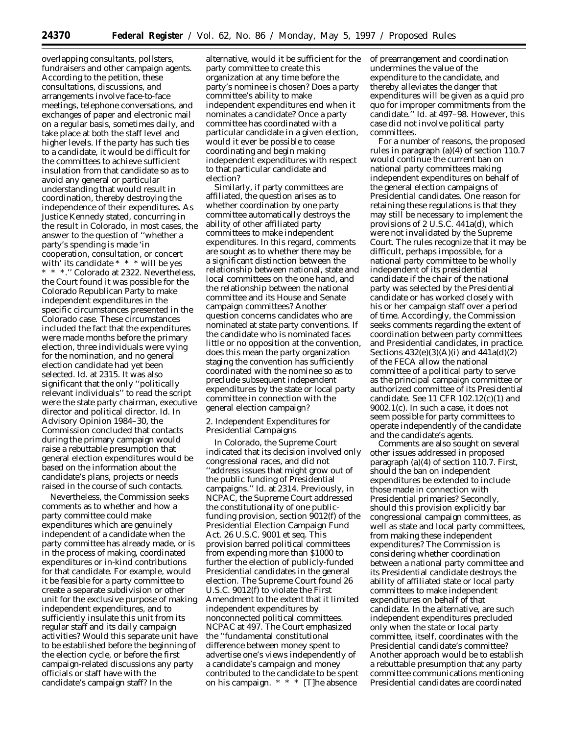overlapping consultants, pollsters, fundraisers and other campaign agents. According to the petition, these consultations, discussions, and arrangements involve face-to-face meetings, telephone conversations, and exchanges of paper and electronic mail on a regular basis, sometimes daily, and take place at both the staff level and higher levels. If the party has such ties to a candidate, it would be difficult for the committees to achieve sufficient insulation from that candidate so as to avoid any general or particular understanding that would result in coordination, thereby destroying the independence of their expenditures. As Justice Kennedy stated, concurring in the result in *Colorado*, in most cases, the answer to the question of ''whether a party's spending is made 'in cooperation, consultation, or concert with' its candidate * * * will be yes * * *.'' *Colorado* at 2322. Nevertheless, the Court found it was possible for the Colorado Republican Party to make independent expenditures in the specific circumstances presented in the *Colorado* case. These circumstances included the fact that the expenditures were made months before the primary election, three individuals were vying for the nomination, and no general election candidate had yet been selected. *Id.* at 2315. It was also significant that the only ''politically relevant individuals'' to read the script were the state party chairman, executive director and political director. *Id.* In Advisory Opinion 1984–30, the Commission concluded that contacts during the primary campaign would raise a rebuttable presumption that general election expenditures would be based on the information about the candidate's plans, projects or needs raised in the course of such contacts.

Nevertheless, the Commission seeks comments as to whether and how a party committee could make expenditures which are genuinely independent of a candidate when the party committee has already made, or is in the process of making, coordinated expenditures or in-kind contributions for that candidate. For example, would it be feasible for a party committee to create a separate subdivision or other unit for the exclusive purpose of making independent expenditures, and to sufficiently insulate this unit from its regular staff and its daily campaign activities? Would this separate unit have to be established before the beginning of the election cycle, or before the first campaign-related discussions any party officials or staff have with the candidate's campaign staff? In the alternative, would it be sufficient for the party committee to create this organization at any time before the party's nominee is chosen? Does a party committee's ability to make independent expenditures end when it nominates a candidate? Once a party committee has coordinated with a particular candidate in a given election, would it ever be possible to cease coordinating and begin making independent expenditures with respect to that particular candidate and election?

Similarly, if party committees are affiliated, the question arises as to whether coordination by one party committee automatically destroys the ability of other affiliated party committees to make independent expenditures. In this regard, comments are sought as to whether there may be a significant distinction between the relationship between national, state and local committees on the one hand, and the relationship between the national committee and its House and Senate campaign committees? Another question concerns candidates who are nominated at state party conventions. If the candidate who is nominated faces little or no opposition at the convention, does this mean the party organization staging the convention has sufficiently coordinated with the nominee so as to preclude subsequent independent expenditures by the state or local party committee in connection with the general election campaign?

2. Independent Expenditures for Presidential Campaigns

In *Colorado*, the Supreme Court indicated that its decision involved only congressional races, and did not ''address issues that might grow out of the public funding of Presidential campaigns.'' *Id.* at 2314. Previously, in *NCPAC*, the Supreme Court addressed the constitutionality of one public-funding provision, section 9012(f) of the Presidential Election Campaign Fund Act. 26 U.S.C. 9001 *et seq.* This provision barred political committees from expending more than $1000 to further the election of publicly-funded Presidential candidates in the general election. The Supreme Court found 26 U.S.C. 9012(f) to violate the First Amendment to the extent that it limited independent expenditures by nonconnected political committees. *NCPAC* at 497. The Court emphasized the ''fundamental constitutional difference between money spent to advertise one's views independently of a candidate's campaign and money contributed to the candidate to be spent on his campaign. * * * [T]he absence of prearrangement and coordination undermines the value of the expenditure to the candidate, and thereby alleviates the danger that expenditures will be given as a quid pro quo for improper commitments from the candidate.'' *Id.* at 497–98. However, this case did not involve political party committees.

For a number of reasons, the proposed rules in paragraph (a)(4) of section 110.7 would continue the current ban on national party committees making independent expenditures on behalf of the general election campaigns of Presidential candidates. One reason for retaining these regulations is that they may still be necessary to implement the provisions of 2 U.S.C. 441a(d), which were not invalidated by the Supreme Court. The rules recognize that it may be difficult, perhaps impossible, for a national party committee to be wholly independent of its presidential candidate if the chair of the national party was selected by the Presidential candidate or has worked closely with his or her campaign staff over a period of time. Accordingly, the Commission seeks comments regarding the extent of coordination between party committees and Presidential candidates, in practice. Sections 432(e)(3)(A)(i) and 441a(d)(2) of the FECA allow the national committee of a political party to serve as the principal campaign committee or authorized committee of its Presidential candidate. *See* 11 CFR 102.12(c)(1) and 9002.1(c). In such a case, it does not seem possible for party committees to operate independently of the candidate and the candidate's agents.

Comments are also sought on several other issues addressed in proposed paragraph (a)(4) of section 110.7. First, should the ban on independent expenditures be extended to include those made in connection with Presidential primaries? Secondly, should this provision explicitly bar congressional campaign committees, as well as state and local party committees, from making these independent expenditures? The Commission is considering whether coordination between a national party committee and its Presidential candidate destroys the ability of affiliated state or local party committees to make independent expenditures on behalf of that candidate. In the alternative, are such independent expenditures precluded only when the state or local party committee, itself, coordinates with the Presidential candidate's committee? Another approach would be to establish a rebuttable presumption that any party committee communications mentioning Presidential candidates are coordinated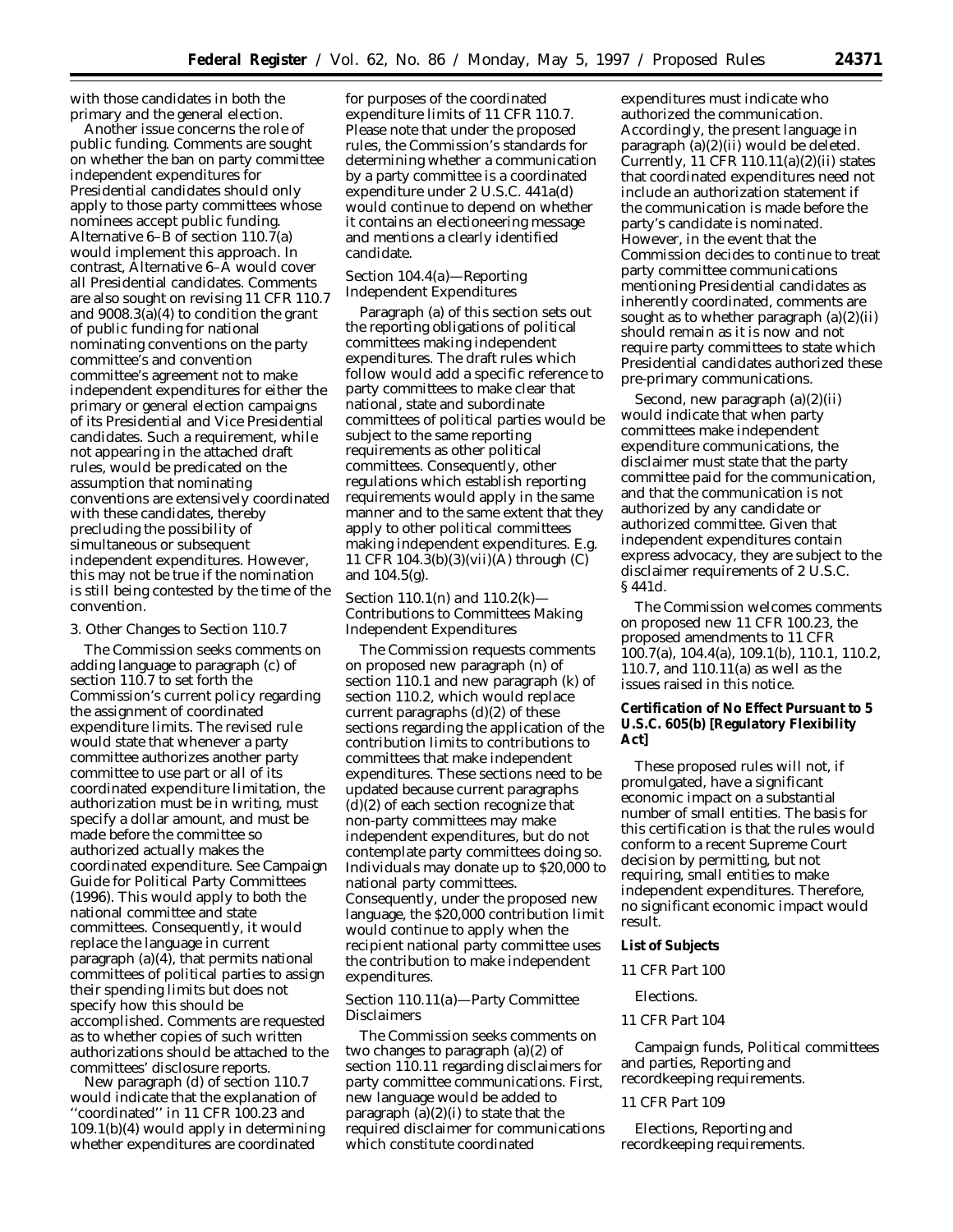with those candidates in both the primary and the general election.

Another issue concerns the role of public funding. Comments are sought on whether the ban on party committee independent expenditures for Presidential candidates should only apply to those party committees whose nominees accept public funding. Alternative 6–B of section 110.7(a) would implement this approach. In contrast, Alternative 6–A would cover all Presidential candidates. Comments are also sought on revising 11 CFR 110.7 and 9008.3(a)(4) to condition the grant of public funding for national nominating conventions on the party committee's and convention committee's agreement not to make independent expenditures for either the primary or general election campaigns of its Presidential and Vice Presidential candidates. Such a requirement, while not appearing in the attached draft rules, would be predicated on the assumption that nominating conventions are extensively coordinated with these candidates, thereby precluding the possibility of simultaneous or subsequent independent expenditures. However, this may not be true if the nomination is still being contested by the time of the convention.

*3. Other Changes to Section 110.7*

The Commission seeks comments on adding language to paragraph (c) of section 110.7 to set forth the Commission's current policy regarding the assignment of coordinated expenditure limits. The revised rule would state that whenever a party committee authorizes another party committee to use part or all of its coordinated expenditure limitation, the authorization must be in writing, must specify a dollar amount, and must be made before the committee so authorized actually makes the coordinated expenditure. See Campaign Guide for Political Party Committees (1996). This would apply to both the national committee and state committees. Consequently, it would replace the language in current paragraph (a)(4), that permits national committees of political parties to assign their spending limits but does not specify how this should be accomplished. Comments are requested as to whether copies of such written authorizations should be attached to the committees' disclosure reports.

New paragraph (d) of section 110.7 would indicate that the explanation of ''coordinated'' in 11 CFR 100.23 and 109.1(b)(4) would apply in determining whether expenditures are coordinated for purposes of the coordinated expenditure limits of 11 CFR 110.7. Please note that under the proposed rules, the Commission's standards for determining whether a communication by a party committee is a coordinated expenditure under 2 U.S.C. 441a(d) would continue to depend on whether it contains an electioneering message and mentions a clearly identified candidate.

*Section 104.4(a)—Reporting Independent Expenditures*

Paragraph (a) of this section sets out the reporting obligations of political committees making independent expenditures. The draft rules which follow would add a specific reference to party committees to make clear that national, state and subordinate committees of political parties would be subject to the same reporting requirements as other political committees. Consequently, other regulations which establish reporting requirements would apply in the same manner and to the same extent that they apply to other political committees making independent expenditures. E.g. 11 CFR 104.3(b)(3)(vii)(A) through (C) and 104.5(g).

*Section 110.1(n) and 110.2(k)—Contributions to Committees Making Independent Expenditures*

The Commission requests comments on proposed new paragraph (n) of section 110.1 and new paragraph (k) of section 110.2, which would replace current paragraphs (d)(2) of these sections regarding the application of the contribution limits to contributions to committees that make independent expenditures. These sections need to be updated because current paragraphs (d)(2) of each section recognize that non-party committees may make independent expenditures, but do not contemplate party committees doing so. Individuals may donate up to $20,000 to national party committees. Consequently, under the proposed new language, the $20,000 contribution limit would continue to apply when the recipient national party committee uses the contribution to make independent expenditures.

*Section 110.11(a)—Party Committee Disclaimers*

The Commission seeks comments on two changes to paragraph (a)(2) of section 110.11 regarding disclaimers for party committee communications. First, new language would be added to paragraph (a)(2)(i) to state that the required disclaimer for communications which constitute coordinated expenditures must indicate who authorized the communication. Accordingly, the present language in paragraph (a)(2)(ii) would be deleted. Currently, 11 CFR 110.11(a)(2)(ii) states that coordinated expenditures need not include an authorization statement if the communication is made before the party's candidate is nominated. However, in the event that the Commission decides to continue to treat party committee communications mentioning Presidential candidates as inherently coordinated, comments are sought as to whether paragraph (a)(2)(ii) should remain as it is now and not require party committees to state which Presidential candidates authorized these pre-primary communications.

Second, new paragraph (a)(2)(ii) would indicate that when party committees make independent expenditure communications, the disclaimer must state that the party committee paid for the communication, and that the communication is not authorized by any candidate or authorized committee. Given that independent expenditures contain express advocacy, they are subject to the disclaimer requirements of 2 U.S.C. § 441d.

The Commission welcomes comments on proposed new 11 CFR 100.23, the proposed amendments to 11 CFR 100.7(a), 104.4(a), 109.1(b), 110.1, 110.2, 110.7, and 110.11(a) as well as the issues raised in this notice.

**Certification of No Effect Pursuant to 5 U.S.C. 605(b) [Regulatory Flexibility Act]**

These proposed rules will not, if promulgated, have a significant economic impact on a substantial number of small entities. The basis for this certification is that the rules would conform to a recent Supreme Court decision by permitting, but not requiring, small entities to make independent expenditures. Therefore, no significant economic impact would result.

**List of Subjects**

*11 CFR Part 100*

Elections.

*11 CFR Part 104*

Campaign funds, Political committees and parties, Reporting and recordkeeping requirements.

*11 CFR Part 109*

Elections, Reporting and recordkeeping requirements.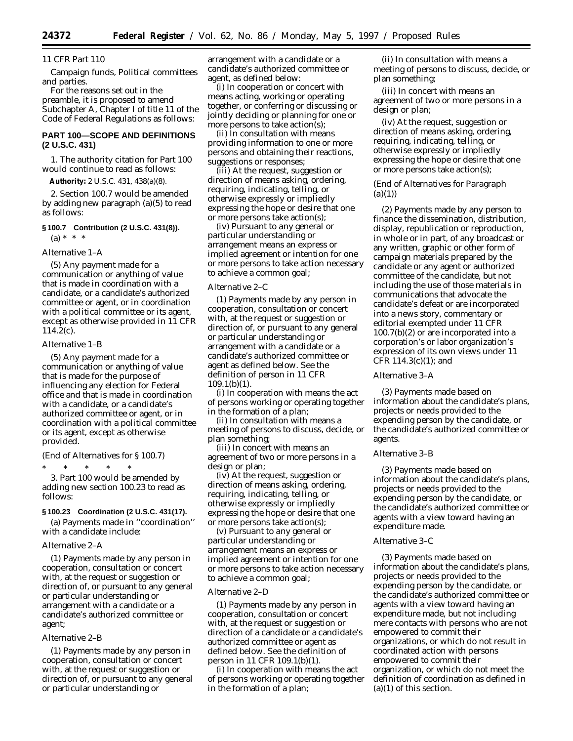11 CFR Part 110

Campaign funds, Political committees and parties.

For the reasons set out in the preamble, it is proposed to amend Subchapter A, Chapter I of title 11 of the Code of Federal Regulations as follows:

## PART 100—SCOPE AND DEFINITIONS (2 U.S.C. 431)

1. The authority citation for Part 100 would continue to read as follows:

**Authority:** 2 U.S.C. 431, 438(a)(8).

2. Section 100.7 would be amended by adding new paragraph (a)(5) to read as follows:

### § 100.7 Contribution (2 U.S.C. 431(8)).

(a) * * *

*Alternative 1–A*

(5) Any payment made for a communication or anything of value that is made in coordination with a candidate, or a candidate's authorized committee or agent, or in coordination with a political committee or its agent, except as otherwise provided in 11 CFR 114.2(c).

*Alternative 1–B*

(5) Any payment made for a communication or anything of value that is made for the purpose of influencing any election for Federal office and that is made in coordination with a candidate, or a candidate's authorized committee or agent, or in coordination with a political committee or its agent, except as otherwise provided.

*(End of Alternatives for § 100.7)*

\* \* \* \* \*

3. Part 100 would be amended by adding new section 100.23 to read as follows:

### § 100.23 Coordination (2 U.S.C. 431(17).

(a) Payments made in ''coordination'' with a candidate include:

*Alternative 2–A*

(1) Payments made by any person in cooperation, consultation or concert with, at the request or suggestion or direction of, or pursuant to any general or particular understanding or arrangement with a candidate or a candidate's authorized committee or agent;

*Alternative 2–B*

(1) Payments made by any person in cooperation, consultation or concert with, at the request or suggestion or direction of, or pursuant to any general or particular understanding or arrangement with a candidate or a candidate's authorized committee or agent, as defined below:

(i) *In cooperation or concert with* means acting, working or operating together, or conferring or discussing or jointly deciding or planning for one or more persons to take action(s);

(ii) *In consultation with* means providing information to one or more persons and obtaining their reactions, suggestions or responses;

(iii) *At the request, suggestion or direction of* means asking, ordering, requiring, indicating, telling, or otherwise expressly or impliedly expressing the hope or desire that one or more persons take action(s);

(iv) *Pursuant to any general or particular understanding or arrangement* means an express or implied agreement or intention for one or more persons to take action necessary to achieve a common goal;

*Alternative 2–C*

(1) Payments made by any person in cooperation, consultation or concert with, at the request or suggestion or direction of, or pursuant to any general or particular understanding or arrangement with a candidate or a candidate's authorized committee or agent as defined below. See the definition of person in 11 CFR 109.1(b)(1).

(i) *In cooperation with* means the act of persons working or operating together in the formation of a plan;

(ii) *In consultation with* means a meeting of persons to discuss, decide, or plan something;

(iii) *In concert with* means an agreement of two or more persons in a design or plan;

(iv) *At the request, suggestion or direction of* means asking, ordering, requiring, indicating, telling, or otherwise expressly or impliedly expressing the hope or desire that one or more persons take action(s);

(v) *Pursuant to any general or particular understanding or arrangement* means an express or implied agreement or intention for one or more persons to take action necessary to achieve a common goal;

*Alternative 2–D*

(1) Payments made by any person in cooperation, consultation or concert with, at the request or suggestion or direction of a candidate or a candidate's authorized committee or agent as defined below. See the definition of person in 11 CFR 109.1(b)(1).

(i) *In cooperation with* means the act of persons working or operating together in the formation of a plan;

(ii) *In consultation with* means a meeting of persons to discuss, decide, or plan something;

(iii) *In concert with* means an agreement of two or more persons in a design or plan;

(iv) *At the request, suggestion or direction of* means asking, ordering, requiring, indicating, telling, or otherwise expressly or impliedly expressing the hope or desire that one or more persons take action(s);

*(End of Alternatives for Paragraph (a)(1))*

(2) Payments made by any person to finance the dissemination, distribution, display, republication or reproduction, in whole or in part, of any broadcast or any written, graphic or other form of campaign materials prepared by the candidate or any agent or authorized committee of the candidate, but not including the use of those materials in communications that advocate the candidate's defeat or are incorporated into a news story, commentary or editorial exempted under 11 CFR 100.7(b)(2) or are incorporated into a corporation's or labor organization's expression of its own views under 11 CFR 114.3(c)(1); and

*Alternative 3–A*

(3) Payments made based on information about the candidate's plans, projects or needs provided to the expending person by the candidate, or the candidate's authorized committee or agents.

*Alternative 3–B*

(3) Payments made based on information about the candidate's plans, projects or needs provided to the expending person by the candidate, or the candidate's authorized committee or agents with a view toward having an expenditure made.

*Alternative 3–C*

(3) Payments made based on information about the candidate's plans, projects or needs provided to the expending person by the candidate, or the candidate's authorized committee or agents with a view toward having an expenditure made, but not including mere contacts with persons who are not empowered to commit their organizations, or which do not result in coordinated action with persons empowered to commit their organization, or which do not meet the definition of coordination as defined in (a)(1) of this section.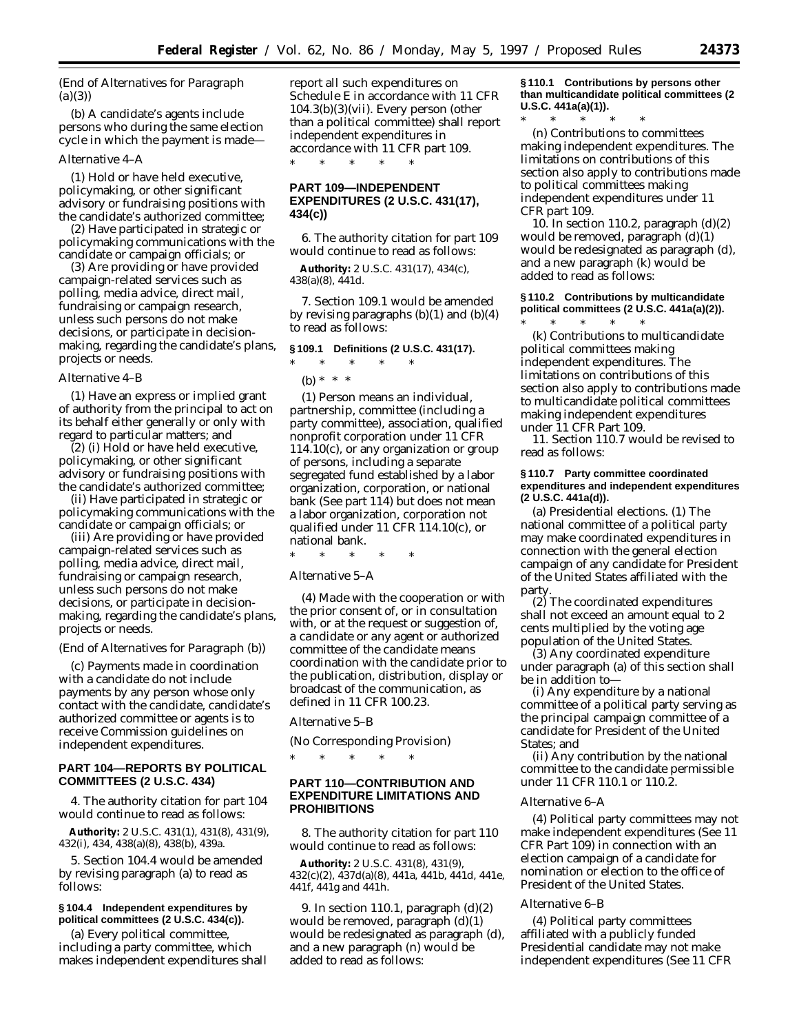(End of Alternatives for Paragraph (a)(3))

(b) A candidate's agents include persons who during the same election cycle in which the payment is made—

*Alternative 4–A*

(1) Hold or have held executive, policymaking, or other significant advisory or fundraising positions with the candidate's authorized committee;

(2) Have participated in strategic or policymaking communications with the candidate or campaign officials; or

(3) Are providing or have provided campaign-related services such as polling, media advice, direct mail, fundraising or campaign research, unless such persons do not make decisions, or participate in decision-making, regarding the candidate's plans, projects or needs.

*Alternative 4–B*

(1) Have an express or implied grant of authority from the principal to act on its behalf either generally or only with regard to particular matters; and

(2) (i) Hold or have held executive, policymaking, or other significant advisory or fundraising positions with the candidate's authorized committee;

(ii) Have participated in strategic or policymaking communications with the candidate or campaign officials; or

(iii) Are providing or have provided campaign-related services such as polling, media advice, direct mail, fundraising or campaign research, unless such persons do not make decisions, or participate in decision-making, regarding the candidate's plans, projects or needs.

(End of Alternatives for Paragraph (b))

(c) Payments made in coordination with a candidate do not include payments by any person whose only contact with the candidate, candidate's authorized committee or agents is to receive Commission guidelines on independent expenditures.

## PART 104—REPORTS BY POLITICAL COMMITTEES (2 U.S.C. 434)

4. The authority citation for part 104 would continue to read as follows:

**Authority:** 2 U.S.C. 431(1), 431(8), 431(9), 432(i), 434, 438(a)(8), 438(b), 439a.

5. Section 104.4 would be amended by revising paragraph (a) to read as follows:

### § 104.4 Independent expenditures by political committees (2 U.S.C. 434(c)).

(a) Every political committee, including a party committee, which makes independent expenditures shall report all such expenditures on Schedule E in accordance with 11 CFR 104.3(b)(3)(vii). Every person (other than a political committee) shall report independent expenditures in accordance with 11 CFR part 109.

\* \* \* \* \*

## PART 109—INDEPENDENT EXPENDITURES (2 U.S.C. 431(17), 434(c))

6. The authority citation for part 109 would continue to read as follows:

**Authority:** 2 U.S.C. 431(17), 434(c), 438(a)(8), 441d.

7. Section 109.1 would be amended by revising paragraphs (b)(1) and (b)(4) to read as follows:

### § 109.1 Definitions (2 U.S.C. 431(17).

\* \* \* \* \*

(b) \* \* \*

(1) *Person* means an individual, partnership, committee (including a party committee), association, qualified nonprofit corporation under 11 CFR 114.10(c), or any organization or group of persons, including a separate segregated fund established by a labor organization, corporation, or national bank (See part 114) but does not mean a labor organization, corporation not qualified under 11 CFR 114.10(c), or national bank.

\* \* \* \* \*

*Alternative 5–A*

(4) *Made with the cooperation or with the prior consent of, or in consultation with, or at the request or suggestion of, a candidate or any agent or authorized committee of the candidate* means coordination with the candidate prior to the publication, distribution, display or broadcast of the communication, as defined in 11 CFR 100.23.

*Alternative 5–B*

(No Corresponding Provision)

\* \* \* \* \*

## PART 110—CONTRIBUTION AND EXPENDITURE LIMITATIONS AND PROHIBITIONS

8. The authority citation for part 110 would continue to read as follows:

**Authority:** 2 U.S.C. 431(8), 431(9), 432(c)(2), 437d(a)(8), 441a, 441b, 441d, 441e, 441f, 441g and 441h.

9. In section 110.1, paragraph (d)(2) would be removed, paragraph (d)(1) would be redesignated as paragraph (d), and a new paragraph (n) would be added to read as follows:

### § 110.1 Contributions by persons other than multicandidate political committees (2 U.S.C. 441a(a)(1)).

\* \* \* \* \*

(n) *Contributions to committees making independent expenditures.* The limitations on contributions of this section also apply to contributions made to political committees making independent expenditures under 11 CFR part 109.

10. In section 110.2, paragraph (d)(2) would be removed, paragraph (d)(1) would be redesignated as paragraph (d), and a new paragraph (k) would be added to read as follows:

### § 110.2 Contributions by multicandidate political committees (2 U.S.C. 441a(a)(2)).

\* \* \* \* \*

(k) *Contributions to multicandidate political committees making independent expenditures.* The limitations on contributions of this section also apply to contributions made to multicandidate political committees making independent expenditures under 11 CFR Part 109.

11. Section 110.7 would be revised to read as follows:

### § 110.7 Party committee coordinated expenditures and independent expenditures (2 U.S.C. 441a(d)).

(a) *Presidential elections.* (1) The national committee of a political party may make coordinated expenditures in connection with the general election campaign of any candidate for President of the United States affiliated with the party.

(2) The coordinated expenditures shall not exceed an amount equal to 2 cents multiplied by the voting age population of the United States.

(3) Any coordinated expenditure under paragraph (a) of this section shall be in addition to—

(i) Any expenditure by a national committee of a political party serving as the principal campaign committee of a candidate for President of the United States; and

(ii) Any contribution by the national committee to the candidate permissible under 11 CFR 110.1 or 110.2.

*Alternative 6–A*

(4) Political party committees may not make independent expenditures (See 11 CFR Part 109) in connection with an election campaign of a candidate for nomination or election to the office of President of the United States.

*Alternative 6–B*

(4) Political party committees affiliated with a publicly funded Presidential candidate may not make independent expenditures (See 11 CFR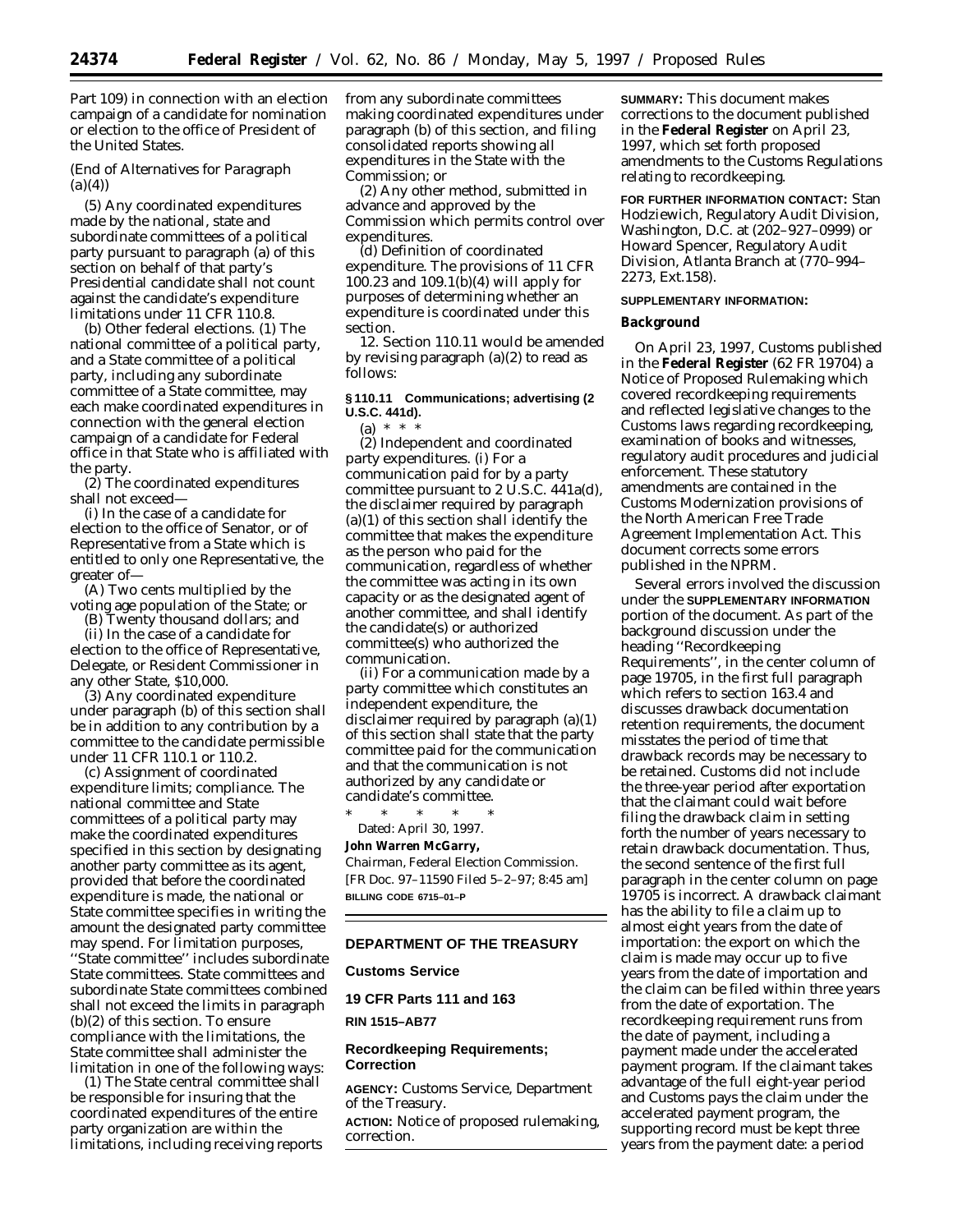Part 109) in connection with an election campaign of a candidate for nomination or election to the office of President of the United States.

(End of Alternatives for Paragraph (a)(4))

(5) Any coordinated expenditures made by the national, state and subordinate committees of a political party pursuant to paragraph (a) of this section on behalf of that party's Presidential candidate shall not count against the candidate's expenditure limitations under 11 CFR 110.8.

(b) *Other federal elections.* (1) The national committee of a political party, and a State committee of a political party, including any subordinate committee of a State committee, may each make coordinated expenditures in connection with the general election campaign of a candidate for Federal office in that State who is affiliated with the party.

(2) The coordinated expenditures shall not exceed—

(i) In the case of a candidate for election to the office of Senator, or of Representative from a State which is entitled to only one Representative, the greater of—

(A) Two cents multiplied by the voting age population of the State; or

(B) Twenty thousand dollars; and

(ii) In the case of a candidate for election to the office of Representative, Delegate, or Resident Commissioner in any other State, $10,000.

(3) Any coordinated expenditure under paragraph (b) of this section shall be in addition to any contribution by a committee to the candidate permissible under 11 CFR 110.1 or 110.2.

(c) *Assignment of coordinated expenditure limits; compliance.* The national committee and State committees of a political party may make the coordinated expenditures specified in this section by designating another party committee as its agent, provided that before the coordinated expenditure is made, the national or State committee specifies in writing the amount the designated party committee may spend. For limitation purposes, ''State committee'' includes subordinate State committees. State committees and subordinate State committees combined shall not exceed the limits in paragraph (b)(2) of this section. To ensure compliance with the limitations, the State committee shall administer the limitation in one of the following ways:

(1) The State central committee shall be responsible for insuring that the coordinated expenditures of the entire party organization are within the limitations, including receiving reports from any subordinate committees making coordinated expenditures under paragraph (b) of this section, and filing consolidated reports showing all expenditures in the State with the Commission; or

(2) Any other method, submitted in advance and approved by the Commission which permits control over expenditures.

(d) *Definition of coordinated expenditure.* The provisions of 11 CFR 100.23 and 109.1(b)(4) will apply for purposes of determining whether an expenditure is coordinated under this section.

12. Section 110.11 would be amended by revising paragraph (a)(2) to read as follows:

**§ 110.11 Communications; advertising (2 U.S.C. 441d).**

(a) * * *

(2) *Independent and coordinated party expenditures.* (i) For a communication paid for by a party committee pursuant to 2 U.S.C. 441a(d), the disclaimer required by paragraph (a)(1) of this section shall identify the committee that makes the expenditure as the person who paid for the communication, regardless of whether the committee was acting in its own capacity or as the designated agent of another committee, and shall identify the candidate(s) or authorized committee(s) who authorized the communication.

(ii) For a communication made by a party committee which constitutes an independent expenditure, the disclaimer required by paragraph (a)(1) of this section shall state that the party committee paid for the communication and that the communication is not authorized by any candidate or candidate's committee.

* * * * *

Dated: April 30, 1997.

**John Warren McGarry,**

*Chairman, Federal Election Commission.*

[FR Doc. 97–11590 Filed 5–2–97; 8:45 am]

**BILLING CODE 6715–01–P**

---

**DEPARTMENT OF THE TREASURY**

**Customs Service**

**19 CFR Parts 111 and 163**

**RIN 1515–AB77**

**Recordkeeping Requirements; Correction**

**AGENCY:** Customs Service, Department of the Treasury.

**ACTION:** Notice of proposed rulemaking, correction.

**SUMMARY:** This document makes corrections to the document published in the **Federal Register** on April 23, 1997, which set forth proposed amendments to the Customs Regulations relating to recordkeeping.

**FOR FURTHER INFORMATION CONTACT:** Stan Hodziewich, Regulatory Audit Division, Washington, D.C. at (202–927–0999) or Howard Spencer, Regulatory Audit Division, Atlanta Branch at (770–994–2273, Ext.158).

**SUPPLEMENTARY INFORMATION:**

**Background**

On April 23, 1997, Customs published in the **Federal Register** (62 FR 19704) a Notice of Proposed Rulemaking which covered recordkeeping requirements and reflected legislative changes to the Customs laws regarding recordkeeping, examination of books and witnesses, regulatory audit procedures and judicial enforcement. These statutory amendments are contained in the Customs Modernization provisions of the North American Free Trade Agreement Implementation Act. This document corrects some errors published in the NPRM.

Several errors involved the discussion under the **SUPPLEMENTARY INFORMATION** portion of the document. As part of the background discussion under the heading ''Recordkeeping Requirements'', in the center column of page 19705, in the first full paragraph which refers to section 163.4 and discusses drawback documentation retention requirements, the document misstates the period of time that drawback records may be necessary to be retained. Customs did not include the three-year period after exportation that the claimant could wait before filing the drawback claim in setting forth the number of years necessary to retain drawback documentation. Thus, the second sentence of the first full paragraph in the center column on page 19705 is incorrect. A drawback claimant has the ability to file a claim up to almost eight years from the date of importation: the export on which the claim is made may occur up to five years from the date of importation and the claim can be filed within three years from the date of exportation. The recordkeeping requirement runs from the date of payment, including a payment made under the accelerated payment program. If the claimant takes advantage of the full eight-year period and Customs pays the claim under the accelerated payment program, the supporting record must be kept three years from the payment date: a period